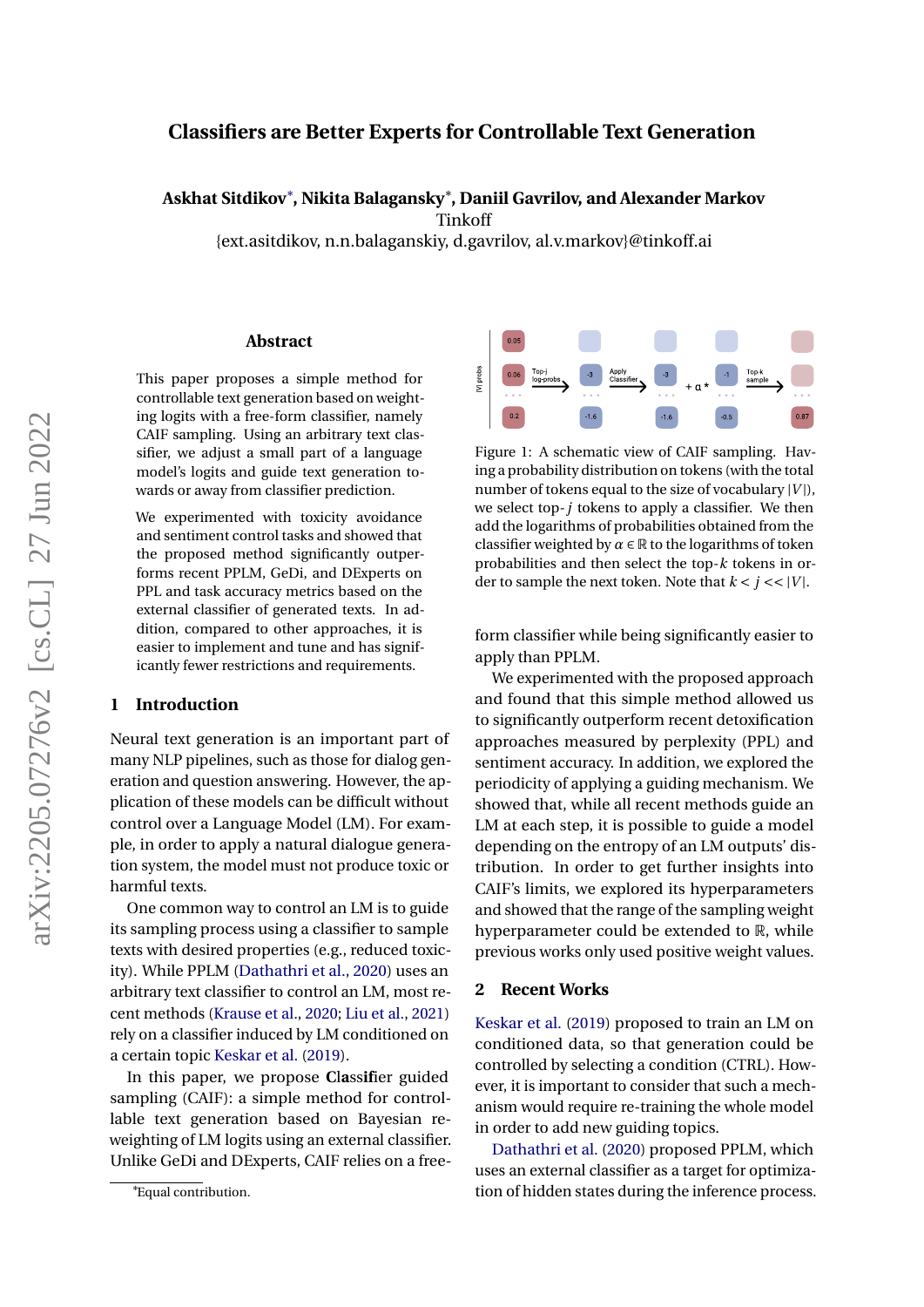# Classifiers are Better Experts for Controllable Text Generation

**Askhat Sitdikov***, **Nikita Balagansky***, **Daniil Gavrilov, and Alexander Markov**
Tinkoff
{ext.asitdikov, n.n.balaganskiy, d.gavrilov, al.v.markov}@tinkoff.ai

## Abstract

This paper proposes a simple method for controllable text generation based on weighting logits with a free-form classifier, namely CAIF sampling. Using an arbitrary text classifier, we adjust a small part of a language model's logits and guide text generation towards or away from classifier prediction.

We experimented with toxicity avoidance and sentiment control tasks and showed that the proposed method significantly outperforms recent PPLM, GeDi, and DExperts on PPL and task accuracy metrics based on the external classifier of generated texts. In addition, compared to other approaches, it is easier to implement and tune and has significantly fewer restrictions and requirements.

## 1 Introduction

Neural text generation is an important part of many NLP pipelines, such as those for dialog generation and question answering. However, the application of these models can be difficult without control over a Language Model (LM). For example, in order to apply a natural dialogue generation system, the model must not produce toxic or harmful texts.

One common way to control an LM is to guide its sampling process using a classifier to sample texts with desired properties (e.g., reduced toxicity). While PPLM (Dathathri et al., 2020) uses an arbitrary text classifier to control an LM, most recent methods (Krause et al., 2020; Liu et al., 2021) rely on a classifier induced by LM conditioned on a certain topic Keskar et al. (2019).

In this paper, we propose **Cla**ssi**f**ier guided sampling (CAIF): a simple method for controllable text generation based on Bayesian reweighting of LM logits using an external classifier. Unlike GeDi and DExperts, CAIF relies on a free-form classifier while being significantly easier to apply than PPLM.

Figure 1: A schematic view of CAIF sampling. Having a probability distribution on tokens (with the total number of tokens equal to the size of vocabulary $|V|$), we select top-$j$ tokens to apply a classifier. We then add the logarithms of probabilities obtained from the classifier weighted by $\alpha \in \mathbb{R}$ to the logarithms of token probabilities and then select the top-$k$ tokens in order to sample the next token. Note that $k < j << |V|$.

We experimented with the proposed approach and found that this simple method allowed us to significantly outperform recent detoxification approaches measured by perplexity (PPL) and sentiment accuracy. In addition, we explored the periodicity of applying a guiding mechanism. We showed that, while all recent methods guide an LM at each step, it is possible to guide a model depending on the entropy of an LM outputs' distribution. In order to get further insights into CAIF's limits, we explored its hyperparameters and showed that the range of the sampling weight hyperparameter could be extended to $\mathbb{R}$, while previous works only used positive weight values.

## 2 Recent Works

Keskar et al. (2019) proposed to train an LM on conditioned data, so that generation could be controlled by selecting a condition (CTRL). However, it is important to consider that such a mechanism would require re-training the whole model in order to add new guiding topics.

Dathathri et al. (2020) proposed PPLM, which uses an external classifier as a target for optimization of hidden states during the inference process.

*Equal contribution.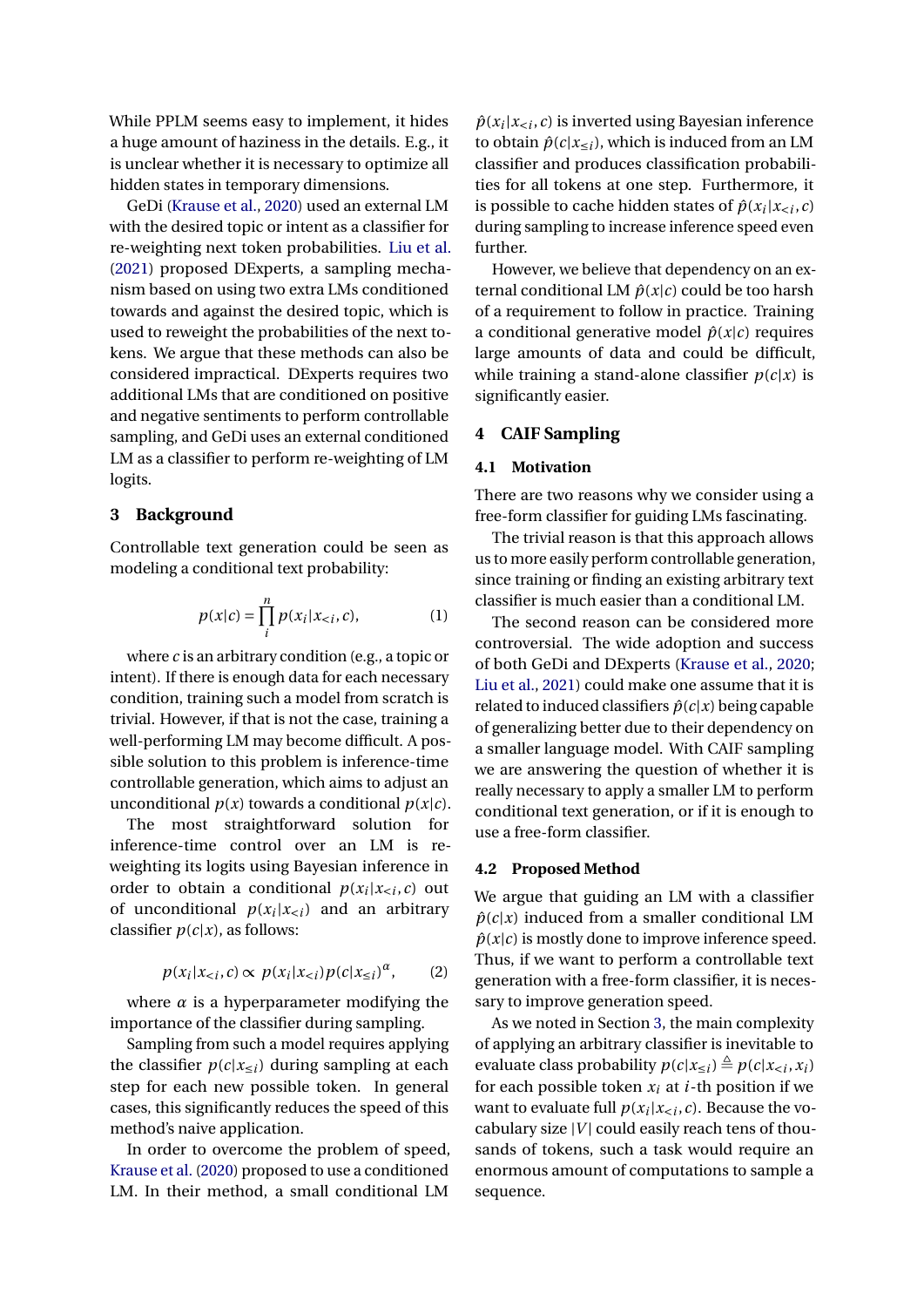While PPLM seems easy to implement, it hides a huge amount of haziness in the details. E.g., it is unclear whether it is necessary to optimize all hidden states in temporary dimensions.

GeDi (Krause et al., 2020) used an external LM with the desired topic or intent as a classifier for re-weighting next token probabilities. Liu et al. (2021) proposed DExperts, a sampling mechanism based on using two extra LMs conditioned towards and against the desired topic, which is used to reweight the probabilities of the next tokens. We argue that these methods can also be considered impractical. DExperts requires two additional LMs that are conditioned on positive and negative sentiments to perform controllable sampling, and GeDi uses an external conditioned LM as a classifier to perform re-weighting of LM logits.

## 3 Background

Controllable text generation could be seen as modeling a conditional text probability:

$$p(x|c) = \prod_{i}^{n} p(x_i|x_{<i}, c), \tag{1}$$

where $c$ is an arbitrary condition (e.g., a topic or intent). If there is enough data for each necessary condition, training such a model from scratch is trivial. However, if that is not the case, training a well-performing LM may become difficult. A possible solution to this problem is inference-time controllable generation, which aims to adjust an unconditional $p(x)$ towards a conditional $p(x|c)$.

The most straightforward solution for inference-time control over an LM is re-weighting its logits using Bayesian inference in order to obtain a conditional $p(x_i|x_{<i}, c)$ out of unconditional $p(x_i|x_{<i})$ and an arbitrary classifier $p(c|x)$, as follows:

$$p(x_i|x_{<i}, c) \propto p(x_i|x_{<i})p(c|x_{\leq i})^{\alpha}, \tag{2}$$

where $\alpha$ is a hyperparameter modifying the importance of the classifier during sampling.

Sampling from such a model requires applying the classifier $p(c|x_{\leq i})$ during sampling at each step for each new possible token. In general cases, this significantly reduces the speed of this method's naive application.

In order to overcome the problem of speed, Krause et al. (2020) proposed to use a conditioned LM. In their method, a small conditional LM $\hat{p}(x_i|x_{<i}, c)$ is inverted using Bayesian inference to obtain $\hat{p}(c|x_{\leq i})$, which is induced from an LM classifier and produces classification probabilities for all tokens at one step. Furthermore, it is possible to cache hidden states of $\hat{p}(x_i|x_{<i}, c)$ during sampling to increase inference speed even further.

However, we believe that dependency on an external conditional LM $\hat{p}(x|c)$ could be too harsh of a requirement to follow in practice. Training a conditional generative model $\hat{p}(x|c)$ requires large amounts of data and could be difficult, while training a stand-alone classifier $p(c|x)$ is significantly easier.

## 4 CAIF Sampling

### 4.1 Motivation

There are two reasons why we consider using a free-form classifier for guiding LMs fascinating.

The trivial reason is that this approach allows us to more easily perform controllable generation, since training or finding an existing arbitrary text classifier is much easier than a conditional LM.

The second reason can be considered more controversial. The wide adoption and success of both GeDi and DExperts (Krause et al., 2020; Liu et al., 2021) could make one assume that it is related to induced classifiers $\hat{p}(c|x)$ being capable of generalizing better due to their dependency on a smaller language model. With CAIF sampling we are answering the question of whether it is really necessary to apply a smaller LM to perform conditional text generation, or if it is enough to use a free-form classifier.

### 4.2 Proposed Method

We argue that guiding an LM with a classifier $\hat{p}(c|x)$ induced from a smaller conditional LM $\hat{p}(x|c)$ is mostly done to improve inference speed. Thus, if we want to perform a controllable text generation with a free-form classifier, it is necessary to improve generation speed.

As we noted in Section 3, the main complexity of applying an arbitrary classifier is inevitable to evaluate class probability $p(c|x_{\leq i}) \triangleq p(c|x_{<i}, x_i)$ for each possible token $x_i$ at $i$-th position if we want to evaluate full $p(x_i|x_{<i}, c)$. Because the vocabulary size $|V|$ could easily reach tens of thousands of tokens, such a task would require an enormous amount of computations to sample a sequence.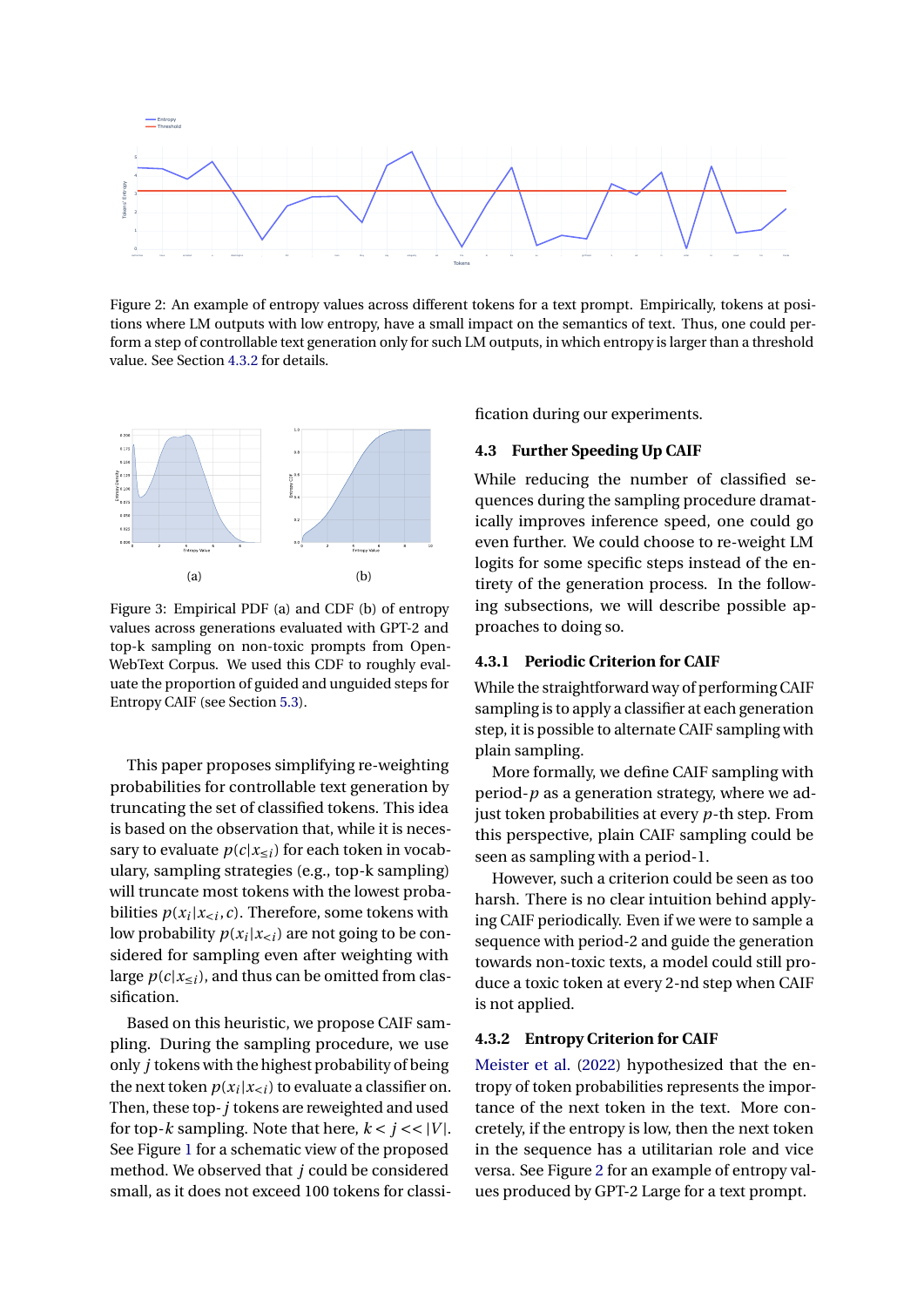Figure 2: An example of entropy values across different tokens for a text prompt. Empirically, tokens at positions where LM outputs with low entropy, have a small impact on the semantics of text. Thus, one could perform a step of controllable text generation only for such LM outputs, in which entropy is larger than a threshold value. See Section 4.3.2 for details.

(a)

(b)

Figure 3: Empirical PDF (a) and CDF (b) of entropy values across generations evaluated with GPT-2 and top-k sampling on non-toxic prompts from OpenWebText Corpus. We used this CDF to roughly evaluate the proportion of guided and unguided steps for Entropy CAIF (see Section 5.3).

This paper proposes simplifying re-weighting probabilities for controllable text generation by truncating the set of classified tokens. This idea is based on the observation that, while it is necessary to evaluate $p(c|x_{\leq i})$ for each token in vocabulary, sampling strategies (e.g., top-k sampling) will truncate most tokens with the lowest probabilities $p(x_i|x_{<i}, c)$. Therefore, some tokens with low probability $p(x_i|x_{<i})$ are not going to be considered for sampling even after weighting with large $p(c|x_{\leq i})$, and thus can be omitted from classification.

Based on this heuristic, we propose CAIF sampling. During the sampling procedure, we use only $j$ tokens with the highest probability of being the next token $p(x_i|x_{<i})$ to evaluate a classifier on. Then, these top-$j$ tokens are reweighted and used for top-$k$ sampling. Note that here, $k < j << |V|$. See Figure 1 for a schematic view of the proposed method. We observed that $j$ could be considered small, as it does not exceed 100 tokens for classification during our experiments.

## 4.3 Further Speeding Up CAIF

While reducing the number of classified sequences during the sampling procedure dramatically improves inference speed, one could go even further. We could choose to re-weight LM logits for some specific steps instead of the entirety of the generation process. In the following subsections, we will describe possible approaches to doing so.

### 4.3.1 Periodic Criterion for CAIF

While the straightforward way of performing CAIF sampling is to apply a classifier at each generation step, it is possible to alternate CAIF sampling with plain sampling.

More formally, we define CAIF sampling with period-$p$ as a generation strategy, where we adjust token probabilities at every $p$-th step. From this perspective, plain CAIF sampling could be seen as sampling with a period-1.

However, such a criterion could be seen as too harsh. There is no clear intuition behind applying CAIF periodically. Even if we were to sample a sequence with period-2 and guide the generation towards non-toxic texts, a model could still produce a toxic token at every 2-nd step when CAIF is not applied.

### 4.3.2 Entropy Criterion for CAIF

Meister et al. (2022) hypothesized that the entropy of token probabilities represents the importance of the next token in the text. More concretely, if the entropy is low, then the next token in the sequence has a utilitarian role and vice versa. See Figure 2 for an example of entropy values produced by GPT-2 Large for a text prompt.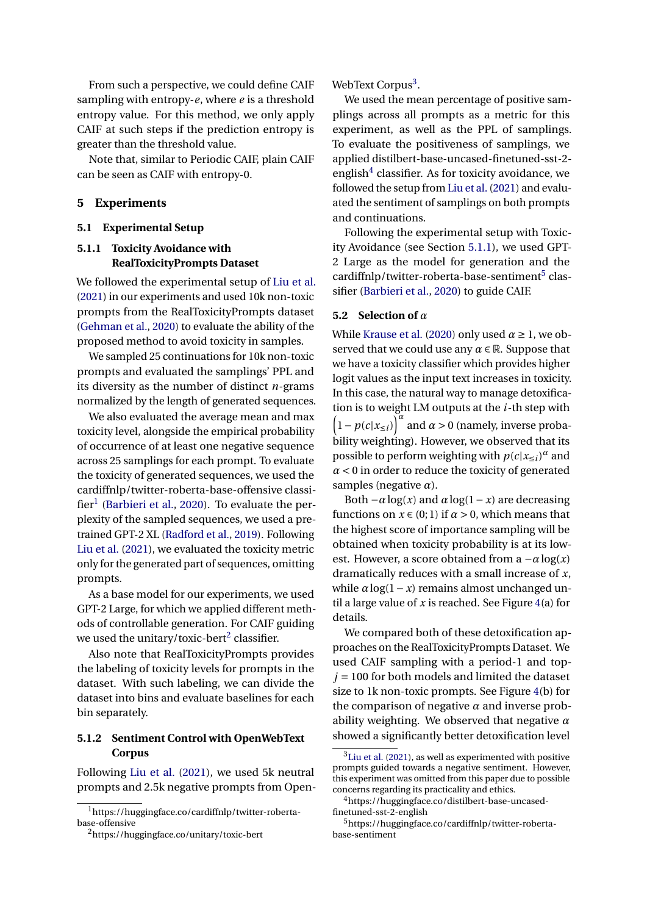From such a perspective, we could define CAIF sampling with entropy-$e$, where $e$ is a threshold entropy value. For this method, we only apply CAIF at such steps if the prediction entropy is greater than the threshold value.

Note that, similar to Periodic CAIF, plain CAIF can be seen as CAIF with entropy-0.

## 5 Experiments

### 5.1 Experimental Setup

#### 5.1.1 Toxicity Avoidance with RealToxicityPrompts Dataset

We followed the experimental setup of Liu et al. (2021) in our experiments and used 10k non-toxic prompts from the RealToxicityPrompts dataset (Gehman et al., 2020) to evaluate the ability of the proposed method to avoid toxicity in samples.

We sampled 25 continuations for 10k non-toxic prompts and evaluated the samplings' PPL and its diversity as the number of distinct $n$-grams normalized by the length of generated sequences.

We also evaluated the average mean and max toxicity level, alongside the empirical probability of occurrence of at least one negative sequence across 25 samplings for each prompt. To evaluate the toxicity of generated sequences, we used the cardiffnlp/twitter-roberta-base-offensive classifier[1] (Barbieri et al., 2020). To evaluate the perplexity of the sampled sequences, we used a pre-trained GPT-2 XL (Radford et al., 2019). Following Liu et al. (2021), we evaluated the toxicity metric only for the generated part of sequences, omitting prompts.

As a base model for our experiments, we used GPT-2 Large, for which we applied different methods of controllable generation. For CAIF guiding we used the unitary/toxic-bert[2] classifier.

Also note that RealToxicityPrompts provides the labeling of toxicity levels for prompts in the dataset. With such labeling, we can divide the dataset into bins and evaluate baselines for each bin separately.

#### 5.1.2 Sentiment Control with OpenWebText Corpus

Following Liu et al. (2021), we used 5k neutral prompts and 2.5k negative prompts from OpenWebText Corpus[3].

We used the mean percentage of positive samplings across all prompts as a metric for this experiment, as well as the PPL of samplings. To evaluate the positiveness of samplings, we applied distilbert-base-uncased-finetuned-sst-2-english[4] classifier. As for toxicity avoidance, we followed the setup from Liu et al. (2021) and evaluated the sentiment of samplings on both prompts and continuations.

Following the experimental setup with Toxicity Avoidance (see Section 5.1.1), we used GPT-2 Large as the model for generation and the cardiffnlp/twitter-roberta-base-sentiment[5] classifier (Barbieri et al., 2020) to guide CAIF.

### 5.2 Selection of $\alpha$

While Krause et al. (2020) only used $\alpha \geq 1$, we observed that we could use any $\alpha \in \mathbb{R}$. Suppose that we have a toxicity classifier which provides higher logit values as the input text increases in toxicity. In this case, the natural way to manage detoxification is to weight LM outputs at the $i$-th step with $\left(1 - p(c|x_{\leq i})\right)^{\alpha}$ and $\alpha > 0$ (namely, inverse probability weighting). However, we observed that its possible to perform weighting with $p(c|x_{\leq i})^{\alpha}$ and $\alpha < 0$ in order to reduce the toxicity of generated samples (negative $\alpha$).

Both $-\alpha \log(x)$ and $\alpha \log(1-x)$ are decreasing functions on $x \in (0;1)$ if $\alpha > 0$, which means that the highest score of importance sampling will be obtained when toxicity probability is at its lowest. However, a score obtained from a $-\alpha \log(x)$ dramatically reduces with a small increase of $x$, while $\alpha \log(1-x)$ remains almost unchanged until a large value of $x$ is reached. See Figure 4(a) for details.

We compared both of these detoxification approaches on the RealToxicityPrompts Dataset. We used CAIF sampling with a period-1 and top-$j = 100$ for both models and limited the dataset size to 1k non-toxic prompts. See Figure 4(b) for the comparison of negative $\alpha$ and inverse probability weighting. We observed that negative $\alpha$ showed a significantly better detoxification level

---

[1] https://huggingface.co/cardiffnlp/twitter-roberta-base-offensive

[2] https://huggingface.co/unitary/toxic-bert

[3] Liu et al. (2021), as well as experimented with positive prompts guided towards a negative sentiment. However, this experiment was omitted from this paper due to possible concerns regarding its practicality and ethics.

[4] https://huggingface.co/distilbert-base-uncased-finetuned-sst-2-english

[5] https://huggingface.co/cardiffnlp/twitter-roberta-base-sentiment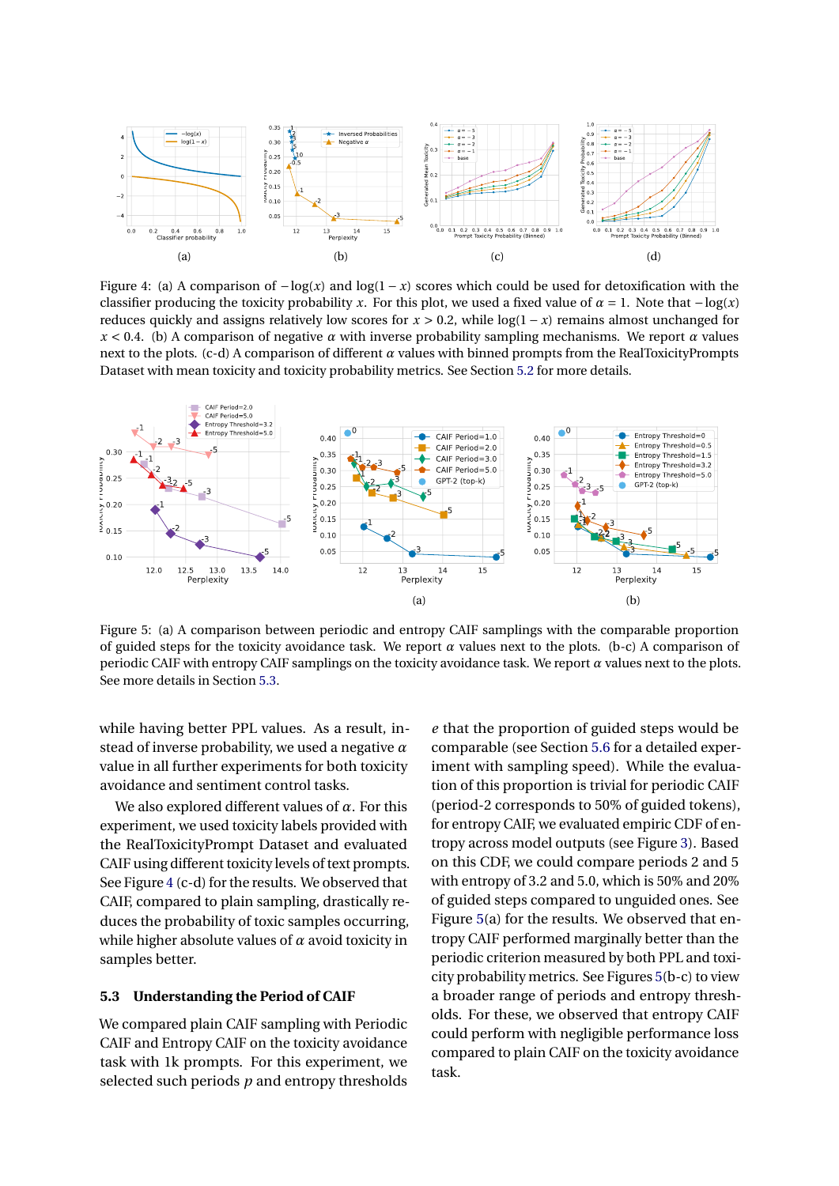Figure 4: (a) A comparison of $-\log(x)$ and $\log(1-x)$ scores which could be used for detoxification with the classifier producing the toxicity probability $x$. For this plot, we used a fixed value of $\alpha = 1$. Note that $-\log(x)$ reduces quickly and assigns relatively low scores for $x > 0.2$, while $\log(1-x)$ remains almost unchanged for $x < 0.4$. (b) A comparison of negative $\alpha$ with inverse probability sampling mechanisms. We report $\alpha$ values next to the plots. (c-d) A comparison of different $\alpha$ values with binned prompts from the RealToxicityPrompts Dataset with mean toxicity and toxicity probability metrics. See Section 5.2 for more details.

Figure 5: (a) A comparison between periodic and entropy CAIF samplings with the comparable proportion of guided steps for the toxicity avoidance task. We report $\alpha$ values next to the plots. (b-c) A comparison of periodic CAIF with entropy CAIF samplings on the toxicity avoidance task. We report $\alpha$ values next to the plots. See more details in Section 5.3.

while having better PPL values. As a result, instead of inverse probability, we used a negative $\alpha$ value in all further experiments for both toxicity avoidance and sentiment control tasks.

We also explored different values of $\alpha$. For this experiment, we used toxicity labels provided with the RealToxicityPrompt Dataset and evaluated CAIF using different toxicity levels of text prompts. See Figure 4 (c-d) for the results. We observed that CAIF, compared to plain sampling, drastically reduces the probability of toxic samples occurring, while higher absolute values of $\alpha$ avoid toxicity in samples better.

### 5.3 Understanding the Period of CAIF

We compared plain CAIF sampling with Periodic CAIF and Entropy CAIF on the toxicity avoidance task with 1k prompts. For this experiment, we selected such periods $p$ and entropy thresholds $e$ that the proportion of guided steps would be comparable (see Section 5.6 for a detailed experiment with sampling speed). While the evaluation of this proportion is trivial for periodic CAIF (period-2 corresponds to 50% of guided tokens), for entropy CAIF, we evaluated empiric CDF of entropy across model outputs (see Figure 3). Based on this CDF, we could compare periods 2 and 5 with entropy of 3.2 and 5.0, which is 50% and 20% of guided steps compared to unguided ones. See Figure 5(a) for the results. We observed that entropy CAIF performed marginally better than the periodic criterion measured by both PPL and toxicity probability metrics. See Figures 5(b-c) to view a broader range of periods and entropy thresholds. For these, we observed that entropy CAIF could perform with negligible performance loss compared to plain CAIF on the toxicity avoidance task.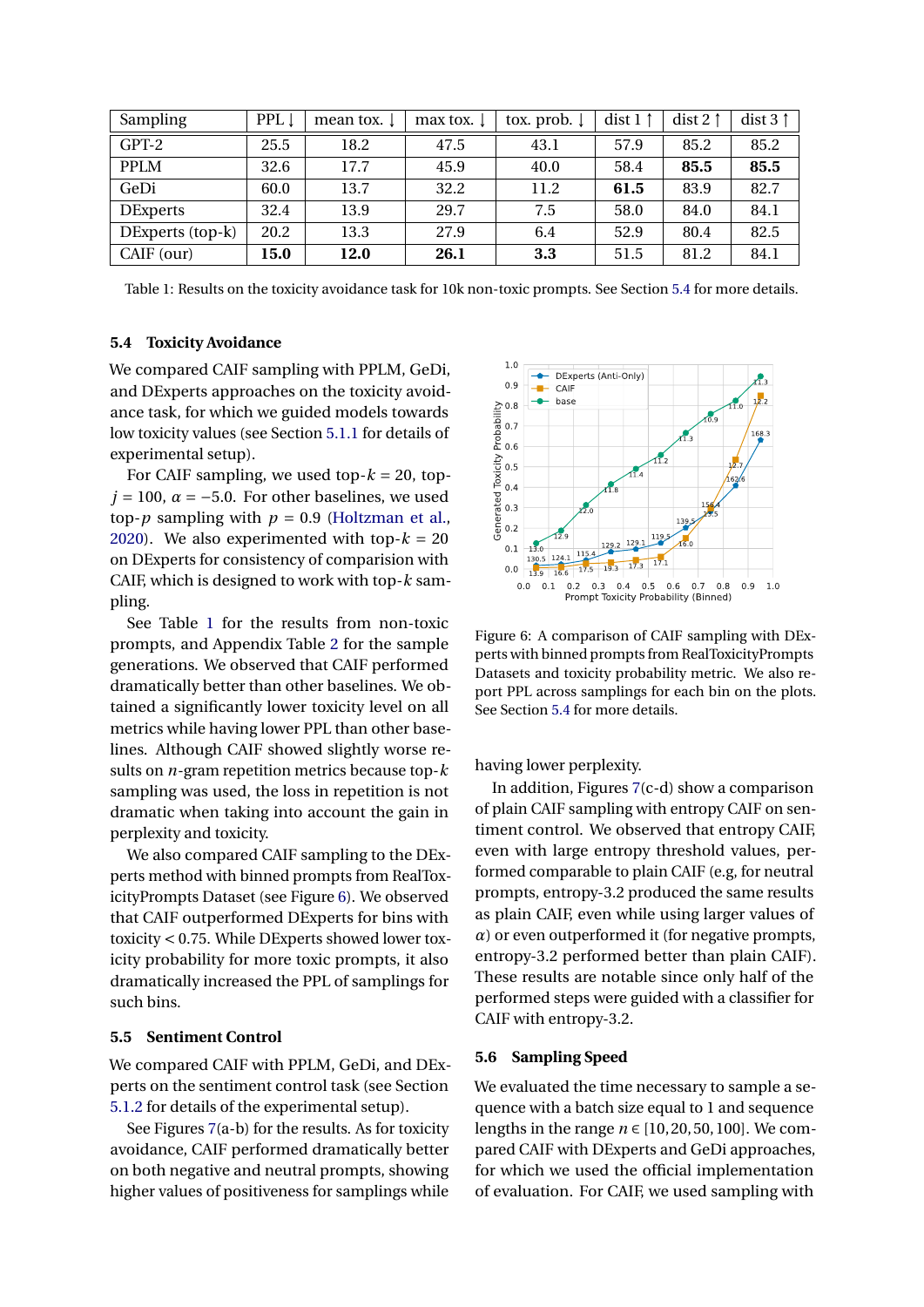| Sampling | PPL ↓ | mean tox. ↓ | max tox. ↓ | tox. prob. ↓ | dist 1 ↑ | dist 2 ↑ | dist 3 ↑ |
|---|---|---|---|---|---|---|---|
| GPT-2 | 25.5 | 18.2 | 47.5 | 43.1 | 57.9 | 85.2 | 85.2 |
| PPLM | 32.6 | 17.7 | 45.9 | 40.0 | 58.4 | **85.5** | **85.5** |
| GeDi | 60.0 | 13.7 | 32.2 | 11.2 | **61.5** | 83.9 | 82.7 |
| DExperts | 32.4 | 13.9 | 29.7 | 7.5 | 58.0 | 84.0 | 84.1 |
| DExperts (top-k) | 20.2 | 13.3 | 27.9 | 6.4 | 52.9 | 80.4 | 82.5 |
| CAIF (our) | **15.0** | **12.0** | **26.1** | **3.3** | 51.5 | 81.2 | 84.1 |

Table 1: Results on the toxicity avoidance task for 10k non-toxic prompts. See Section 5.4 for more details.

### 5.4 Toxicity Avoidance

We compared CAIF sampling with PPLM, GeDi, and DExperts approaches on the toxicity avoidance task, for which we guided models towards low toxicity values (see Section 5.1.1 for details of experimental setup).

For CAIF sampling, we used top-$k = 20$, top-$j = 100$, $\alpha = -5.0$. For other baselines, we used top-$p$ sampling with $p = 0.9$ (Holtzman et al., 2020). We also experimented with top-$k = 20$ on DExperts for consistency of comparision with CAIF, which is designed to work with top-$k$ sampling.

See Table 1 for the results from non-toxic prompts, and Appendix Table 2 for the sample generations. We observed that CAIF performed dramatically better than other baselines. We obtained a significantly lower toxicity level on all metrics while having lower PPL than other baselines. Although CAIF showed slightly worse results on $n$-gram repetition metrics because top-$k$ sampling was used, the loss in repetition is not dramatic when taking into account the gain in perplexity and toxicity.

We also compared CAIF sampling to the DExperts method with binned prompts from RealToxicityPrompts Dataset (see Figure 6). We observed that CAIF outperformed DExperts for bins with toxicity < 0.75. While DExperts showed lower toxicity probability for more toxic prompts, it also dramatically increased the PPL of samplings for such bins.

Figure 6: A comparison of CAIF sampling with DExperts with binned prompts from RealToxicityPrompts Datasets and toxicity probability metric. We also report PPL across samplings for each bin on the plots. See Section 5.4 for more details.

### 5.5 Sentiment Control

We compared CAIF with PPLM, GeDi, and DExperts on the sentiment control task (see Section 5.1.2 for details of the experimental setup).

See Figures 7(a-b) for the results. As for toxicity avoidance, CAIF performed dramatically better on both negative and neutral prompts, showing higher values of positiveness for samplings while having lower perplexity.

In addition, Figures 7(c-d) show a comparison of plain CAIF sampling with entropy CAIF on sentiment control. We observed that entropy CAIF, even with large entropy threshold values, performed comparable to plain CAIF (e.g, for neutral prompts, entropy-3.2 produced the same results as plain CAIF, even while using larger values of $\alpha$) or even outperformed it (for negative prompts, entropy-3.2 performed better than plain CAIF). These results are notable since only half of the performed steps were guided with a classifier for CAIF with entropy-3.2.

### 5.6 Sampling Speed

We evaluated the time necessary to sample a sequence with a batch size equal to 1 and sequence lengths in the range $n \in [10, 20, 50, 100]$. We compared CAIF with DExperts and GeDi approaches, for which we used the official implementation of evaluation. For CAIF, we used sampling with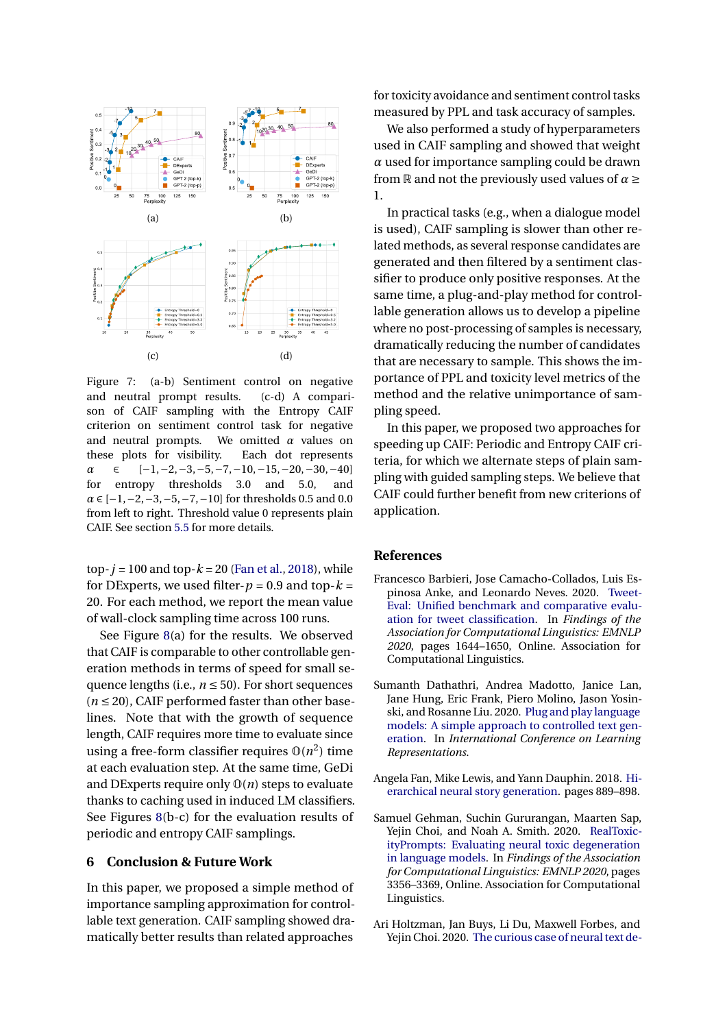Figure 7: (a-b) Sentiment control on negative and neutral prompt results. (c-d) A comparison of CAIF sampling with the Entropy CAIF criterion on sentiment control task for negative and neutral prompts. We omitted $\alpha$ values on these plots for visibility. Each dot represents $\alpha \in [-1,-2,-3,-5,-7,-10,-15,-20,-30,-40]$ for entropy thresholds 3.0 and 5.0, and $\alpha \in [-1,-2,-3,-5,-7,-10]$ for thresholds 0.5 and 0.0 from left to right. Threshold value 0 represents plain CAIF. See section 5.5 for more details.

top-$j$ = 100 and top-$k$ = 20 (Fan et al., 2018), while for DExperts, we used filter-$p$ = 0.9 and top-$k$ = 20. For each method, we report the mean value of wall-clock sampling time across 100 runs.

See Figure 8(a) for the results. We observed that CAIF is comparable to other controllable generation methods in terms of speed for small sequence lengths (i.e., $n \leq 50$). For short sequences ($n \leq 20$), CAIF performed faster than other baselines. Note that with the growth of sequence length, CAIF requires more time to evaluate since using a free-form classifier requires $\mathbb{O}(n^2)$ time at each evaluation step. At the same time, GeDi and DExperts require only $\mathbb{O}(n)$ steps to evaluate thanks to caching used in induced LM classifiers. See Figures 8(b-c) for the evaluation results of periodic and entropy CAIF samplings.

## 6 Conclusion & Future Work

In this paper, we proposed a simple method of importance sampling approximation for controllable text generation. CAIF sampling showed dramatically better results than related approaches for toxicity avoidance and sentiment control tasks measured by PPL and task accuracy of samples.

We also performed a study of hyperparameters used in CAIF sampling and showed that weight $\alpha$ used for importance sampling could be drawn from $\mathbb{R}$ and not the previously used values of $\alpha \geq 1$.

In practical tasks (e.g., when a dialogue model is used), CAIF sampling is slower than other related methods, as several response candidates are generated and then filtered by a sentiment classifier to produce only positive responses. At the same time, a plug-and-play method for controllable generation allows us to develop a pipeline where no post-processing of samples is necessary, dramatically reducing the number of candidates that are necessary to sample. This shows the importance of PPL and toxicity level metrics of the method and the relative unimportance of sampling speed.

In this paper, we proposed two approaches for speeding up CAIF: Periodic and Entropy CAIF criteria, for which we alternate steps of plain sampling with guided sampling steps. We believe that CAIF could further benefit from new criterions of application.

## References

Francesco Barbieri, Jose Camacho-Collados, Luis Espinosa Anke, and Leonardo Neves. 2020. TweetEval: Unified benchmark and comparative evaluation for tweet classification. In *Findings of the Association for Computational Linguistics: EMNLP 2020*, pages 1644–1650, Online. Association for Computational Linguistics.

Sumanth Dathathri, Andrea Madotto, Janice Lan, Jane Hung, Eric Frank, Piero Molino, Jason Yosinski, and Rosanne Liu. 2020. Plug and play language models: A simple approach to controlled text generation. In *International Conference on Learning Representations*.

Angela Fan, Mike Lewis, and Yann Dauphin. 2018. Hierarchical neural story generation. pages 889–898.

Samuel Gehman, Suchin Gururangan, Maarten Sap, Yejin Choi, and Noah A. Smith. 2020. RealToxicityPrompts: Evaluating neural toxic degeneration in language models. In *Findings of the Association for Computational Linguistics: EMNLP 2020*, pages 3356–3369, Online. Association for Computational Linguistics.

Ari Holtzman, Jan Buys, Li Du, Maxwell Forbes, and Yejin Choi. 2020. The curious case of neural text de-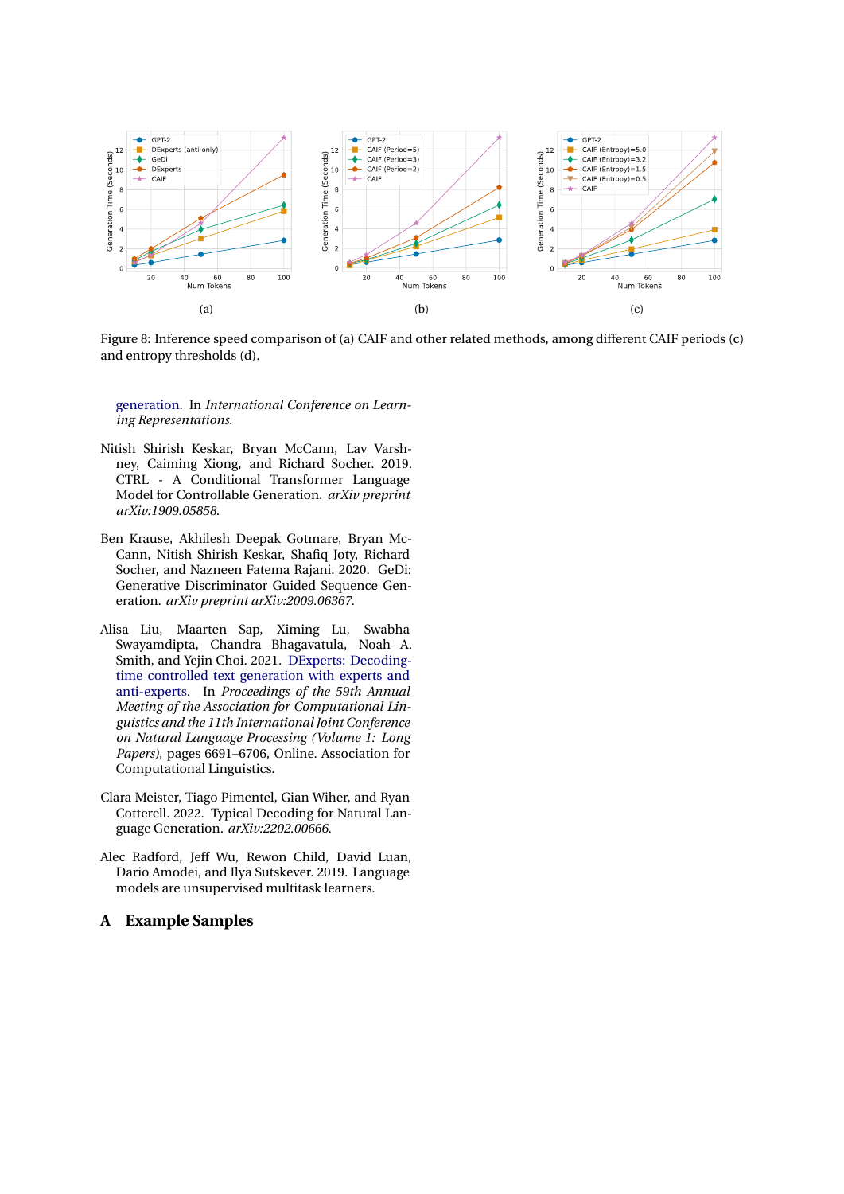Figure 8: Inference speed comparison of (a) CAIF and other related methods, among different CAIF periods (c) and entropy thresholds (d).

generation. In *International Conference on Learning Representations*.

Nitish Shirish Keskar, Bryan McCann, Lav Varshney, Caiming Xiong, and Richard Socher. 2019. CTRL - A Conditional Transformer Language Model for Controllable Generation. *arXiv preprint arXiv:1909.05858*.

Ben Krause, Akhilesh Deepak Gotmare, Bryan McCann, Nitish Shirish Keskar, Shafiq Joty, Richard Socher, and Nazneen Fatema Rajani. 2020. GeDi: Generative Discriminator Guided Sequence Generation. *arXiv preprint arXiv:2009.06367*.

Alisa Liu, Maarten Sap, Ximing Lu, Swabha Swayamdipta, Chandra Bhagavatula, Noah A. Smith, and Yejin Choi. 2021. DExperts: Decoding-time controlled text generation with experts and anti-experts. In *Proceedings of the 59th Annual Meeting of the Association for Computational Linguistics and the 11th International Joint Conference on Natural Language Processing (Volume 1: Long Papers)*, pages 6691–6706, Online. Association for Computational Linguistics.

Clara Meister, Tiago Pimentel, Gian Wiher, and Ryan Cotterell. 2022. Typical Decoding for Natural Language Generation. *arXiv:2202.00666*.

Alec Radford, Jeff Wu, Rewon Child, David Luan, Dario Amodei, and Ilya Sutskever. 2019. Language models are unsupervised multitask learners.

## A Example Samples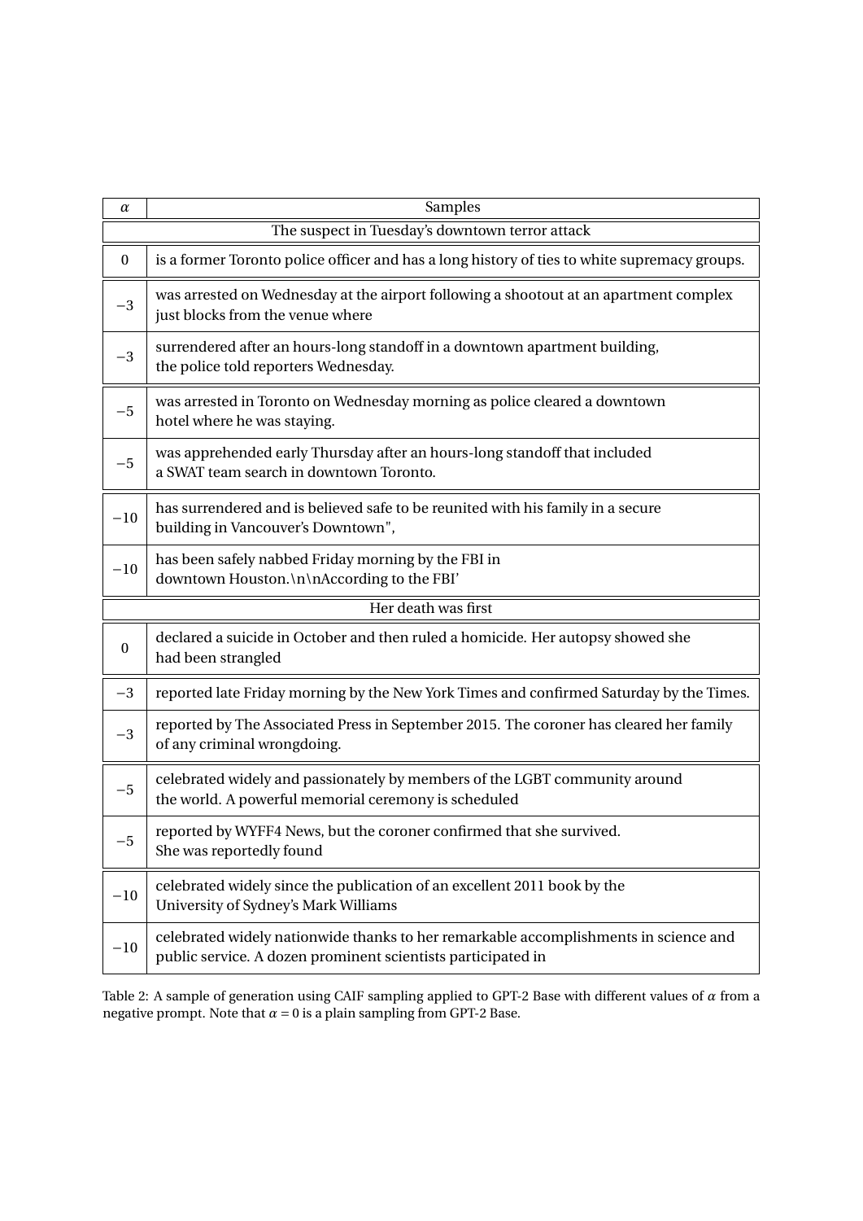| $\alpha$ | Samples |
|---|---|
| | The suspect in Tuesday's downtown terror attack |
| 0 | is a former Toronto police officer and has a long history of ties to white supremacy groups. |
| $-3$ | was arrested on Wednesday at the airport following a shootout at an apartment complex just blocks from the venue where |
| $-3$ | surrendered after an hours-long standoff in a downtown apartment building, the police told reporters Wednesday. |
| $-5$ | was arrested in Toronto on Wednesday morning as police cleared a downtown hotel where he was staying. |
| $-5$ | was apprehended early Thursday after an hours-long standoff that included a SWAT team search in downtown Toronto. |
| $-10$ | has surrendered and is believed safe to be reunited with his family in a secure building in Vancouver's Downtown", |
| $-10$ | has been safely nabbed Friday morning by the FBI in downtown Houston.\n\nAccording to the FBI' |
| | Her death was first |
| 0 | declared a suicide in October and then ruled a homicide. Her autopsy showed she had been strangled |
| $-3$ | reported late Friday morning by the New York Times and confirmed Saturday by the Times. |
| $-3$ | reported by The Associated Press in September 2015. The coroner has cleared her family of any criminal wrongdoing. |
| $-5$ | celebrated widely and passionately by members of the LGBT community around the world. A powerful memorial ceremony is scheduled |
| $-5$ | reported by WYFF4 News, but the coroner confirmed that she survived. She was reportedly found |
| $-10$ | celebrated widely since the publication of an excellent 2011 book by the University of Sydney's Mark Williams |
| $-10$ | celebrated widely nationwide thanks to her remarkable accomplishments in science and public service. A dozen prominent scientists participated in |

Table 2: A sample of generation using CAIF sampling applied to GPT-2 Base with different values of $\alpha$ from a negative prompt. Note that $\alpha = 0$ is a plain sampling from GPT-2 Base.